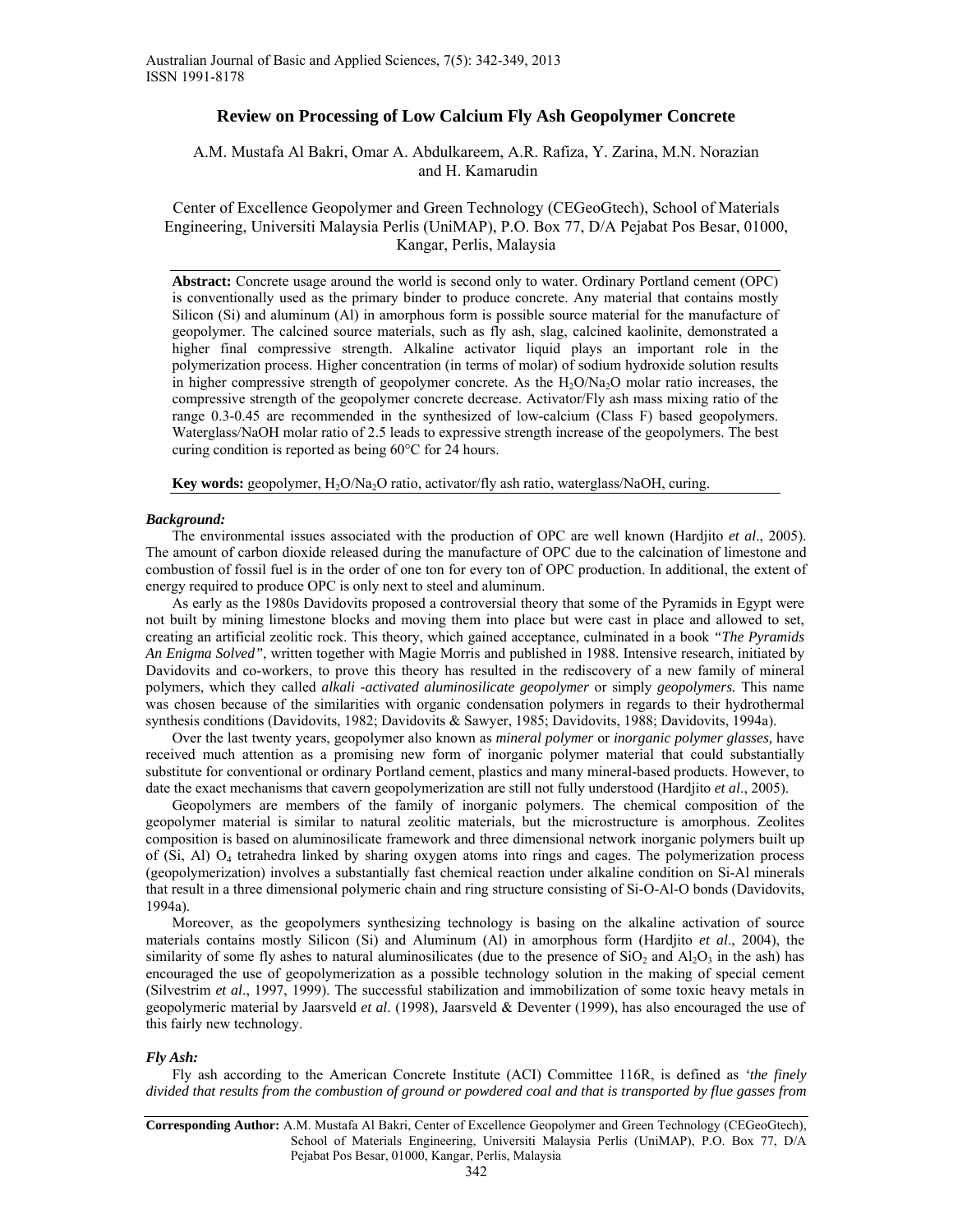# Review on Processing of Low Calcium Fly Ash Geopolymer Concrete

A.M. Mustafa Al Bakri, Omar A. Abdulkareem, A.R. Rafiza, Y. Zarina, M.N. Norazian and H. Kamarudin

Center of Excellence Geopolymer and Green Technology (CEGeoGtech), School of Materials Engineering, Universiti Malaysia Perlis (UniMAP), P.O. Box 77, D/A Pejabat Pos Besar, 01000, Kangar, Perlis, Malaysia

**Abstract:** Concrete usage around the world is second only to water. Ordinary Portland cement (OPC) is conventionally used as the primary binder to produce concrete. Any material that contains mostly Silicon (Si) and aluminum (Al) in amorphous form is possible source material for the manufacture of geopolymer. The calcined source materials, such as fly ash, slag, calcined kaolinite, demonstrated a higher final compressive strength. Alkaline activator liquid plays an important role in the polymerization process. Higher concentration (in terms of molar) of sodium hydroxide solution results in higher compressive strength of geopolymer concrete. As the $H_2O/Na_2O$ molar ratio increases, the compressive strength of the geopolymer concrete decrease. Activator/Fly ash mass mixing ratio of the range 0.3-0.45 are recommended in the synthesized of low-calcium (Class F) based geopolymers. Waterglass/NaOH molar ratio of 2.5 leads to expressive strength increase of the geopolymers. The best curing condition is reported as being 60°C for 24 hours.

**Key words:** geopolymer, $H_2O/Na_2O$ ratio, activator/fly ash ratio, waterglass/NaOH, curing.

### *Background:*

The environmental issues associated with the production of OPC are well known (Hardjito *et al*., 2005). The amount of carbon dioxide released during the manufacture of OPC due to the calcination of limestone and combustion of fossil fuel is in the order of one ton for every ton of OPC production. In additional, the extent of energy required to produce OPC is only next to steel and aluminum.

As early as the 1980s Davidovits proposed a controversial theory that some of the Pyramids in Egypt were not built by mining limestone blocks and moving them into place but were cast in place and allowed to set, creating an artificial zeolitic rock. This theory, which gained acceptance, culminated in a book *"The Pyramids An Enigma Solved"*, written together with Magie Morris and published in 1988. Intensive research, initiated by Davidovits and co-workers, to prove this theory has resulted in the rediscovery of a new family of mineral polymers, which they called *alkali -activated aluminosilicate geopolymer* or simply *geopolymers.* This name was chosen because of the similarities with organic condensation polymers in regards to their hydrothermal synthesis conditions (Davidovits, 1982; Davidovits & Sawyer, 1985; Davidovits, 1988; Davidovits, 1994a).

Over the last twenty years, geopolymer also known as *mineral polymer* or *inorganic polymer glasses,* have received much attention as a promising new form of inorganic polymer material that could substantially substitute for conventional or ordinary Portland cement, plastics and many mineral-based products. However, to date the exact mechanisms that cavern geopolymerization are still not fully understood (Hardjito *et al*., 2005).

Geopolymers are members of the family of inorganic polymers. The chemical composition of the geopolymer material is similar to natural zeolitic materials, but the microstructure is amorphous. Zeolites composition is based on aluminosilicate framework and three dimensional network inorganic polymers built up of (Si, Al) $O_4$ tetrahedra linked by sharing oxygen atoms into rings and cages. The polymerization process (geopolymerization) involves a substantially fast chemical reaction under alkaline condition on Si-Al minerals that result in a three dimensional polymeric chain and ring structure consisting of Si-O-Al-O bonds (Davidovits, 1994a).

Moreover, as the geopolymers synthesizing technology is basing on the alkaline activation of source materials contains mostly Silicon (Si) and Aluminum (Al) in amorphous form (Hardjito *et al*., 2004), the similarity of some fly ashes to natural aluminosilicates (due to the presence of $SiO_2$ and $Al_2O_3$ in the ash) has encouraged the use of geopolymerization as a possible technology solution in the making of special cement (Silvestrim *et al*., 1997, 1999). The successful stabilization and immobilization of some toxic heavy metals in geopolymeric material by Jaarsveld *et al*. (1998), Jaarsveld & Deventer (1999), has also encouraged the use of this fairly new technology.

### *Fly Ash:*

Fly ash according to the American Concrete Institute (ACI) Committee 116R, is defined as *'the finely divided that results from the combustion of ground or powdered coal and that is transported by flue gasses from*

**Corresponding Author:** A.M. Mustafa Al Bakri, Center of Excellence Geopolymer and Green Technology (CEGeoGtech), School of Materials Engineering, Universiti Malaysia Perlis (UniMAP), P.O. Box 77, D/A Pejabat Pos Besar, 01000, Kangar, Perlis, Malaysia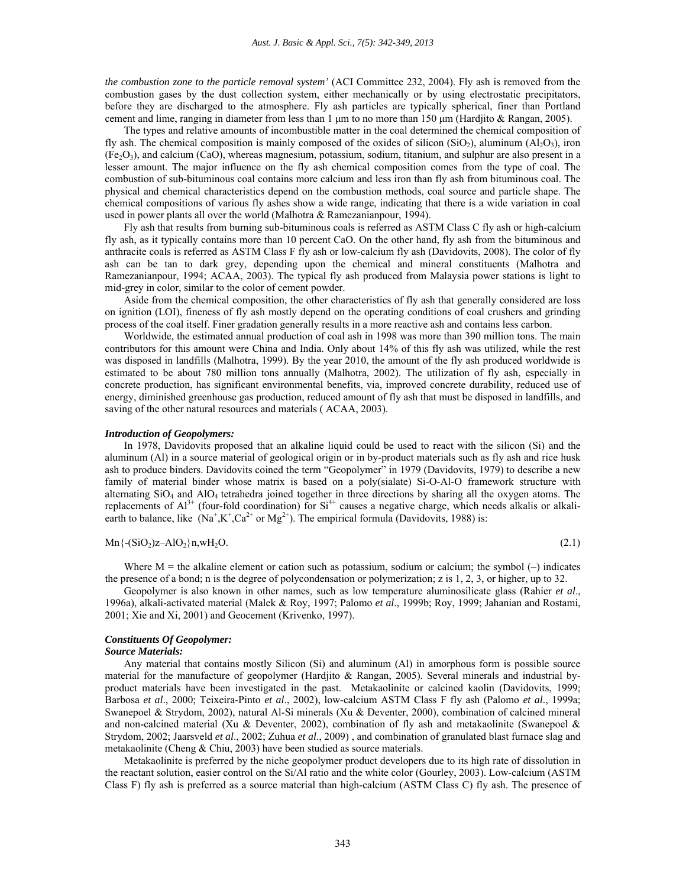*the combustion zone to the particle removal system'* (ACI Committee 232, 2004). Fly ash is removed from the combustion gases by the dust collection system, either mechanically or by using electrostatic precipitators, before they are discharged to the atmosphere. Fly ash particles are typically spherical, finer than Portland cement and lime, ranging in diameter from less than 1 µm to no more than 150 µm (Hardjito & Rangan, 2005).

The types and relative amounts of incombustible matter in the coal determined the chemical composition of fly ash. The chemical composition is mainly composed of the oxides of silicon ($SiO_2$), aluminum ($Al_2O_3$), iron ($Fe_2O_3$), and calcium (CaO), whereas magnesium, potassium, sodium, titanium, and sulphur are also present in a lesser amount. The major influence on the fly ash chemical composition comes from the type of coal. The combustion of sub-bituminous coal contains more calcium and less iron than fly ash from bituminous coal. The physical and chemical characteristics depend on the combustion methods, coal source and particle shape. The chemical compositions of various fly ashes show a wide range, indicating that there is a wide variation in coal used in power plants all over the world (Malhotra & Ramezanianpour, 1994).

Fly ash that results from burning sub-bituminous coals is referred as ASTM Class C fly ash or high-calcium fly ash, as it typically contains more than 10 percent CaO. On the other hand, fly ash from the bituminous and anthracite coals is referred as ASTM Class F fly ash or low-calcium fly ash (Davidovits, 2008). The color of fly ash can be tan to dark grey, depending upon the chemical and mineral constituents (Malhotra and Ramezanianpour, 1994; ACAA, 2003). The typical fly ash produced from Malaysia power stations is light to mid-grey in color, similar to the color of cement powder.

Aside from the chemical composition, the other characteristics of fly ash that generally considered are loss on ignition (LOI), fineness of fly ash mostly depend on the operating conditions of coal crushers and grinding process of the coal itself. Finer gradation generally results in a more reactive ash and contains less carbon.

Worldwide, the estimated annual production of coal ash in 1998 was more than 390 million tons. The main contributors for this amount were China and India. Only about 14% of this fly ash was utilized, while the rest was disposed in landfills (Malhotra, 1999). By the year 2010, the amount of the fly ash produced worldwide is estimated to be about 780 million tons annually (Malhotra, 2002). The utilization of fly ash, especially in concrete production, has significant environmental benefits, via, improved concrete durability, reduced use of energy, diminished greenhouse gas production, reduced amount of fly ash that must be disposed in landfills, and saving of the other natural resources and materials ( ACAA, 2003).

### *Introduction of Geopolymers:*

In 1978, Davidovits proposed that an alkaline liquid could be used to react with the silicon (Si) and the aluminum (Al) in a source material of geological origin or in by-product materials such as fly ash and rice husk ash to produce binders. Davidovits coined the term "Geopolymer" in 1979 (Davidovits, 1979) to describe a new family of material binder whose matrix is based on a poly(sialate) Si-O-Al-O framework structure with alternating $SiO_4$ and $AlO_4$ tetrahedra joined together in three directions by sharing all the oxygen atoms. The replacements of $Al^{3+}$ (four-fold coordination) for $Si^{4+}$ causes a negative charge, which needs alkalis or alkali-earth to balance, like ($Na^+$, $K^+$, $Ca^{2+}$ or $Mg^{2+}$). The empirical formula (Davidovits, 1988) is:

$$Mn\{-(SiO_2)z–AlO_2\}n,wH_2O. \quad (2.1)$$

Where M = the alkaline element or cation such as potassium, sodium or calcium; the symbol (–) indicates the presence of a bond; n is the degree of polycondensation or polymerization; z is 1, 2, 3, or higher, up to 32.

Geopolymer is also known in other names, such as low temperature aluminosilicate glass (Rahier *et al*., 1996a), alkali-activated material (Malek & Roy, 1997; Palomo *et al*., 1999b; Roy, 1999; Jahanian and Rostami, 2001; Xie and Xi, 2001) and Geocement (Krivenko, 1997).

### *Constituents Of Geopolymer:*

#### *Source Materials:*

Any material that contains mostly Silicon (Si) and aluminum (Al) in amorphous form is possible source material for the manufacture of geopolymer (Hardjito & Rangan, 2005). Several minerals and industrial by-product materials have been investigated in the past. Metakaolinite or calcined kaolin (Davidovits, 1999; Barbosa *et al*., 2000; Teixeira-Pinto *et al*., 2002), low-calcium ASTM Class F fly ash (Palomo *et al*., 1999a; Swanepoel & Strydom, 2002), natural Al-Si minerals (Xu & Deventer, 2000), combination of calcined mineral and non-calcined material (Xu & Deventer, 2002), combination of fly ash and metakaolinite (Swanepoel & Strydom, 2002; Jaarsveld *et al*., 2002; Zuhua *et al*., 2009) , and combination of granulated blast furnace slag and metakaolinite (Cheng & Chiu, 2003) have been studied as source materials.

Metakaolinite is preferred by the niche geopolymer product developers due to its high rate of dissolution in the reactant solution, easier control on the Si/Al ratio and the white color (Gourley, 2003). Low-calcium (ASTM Class F) fly ash is preferred as a source material than high-calcium (ASTM Class C) fly ash. The presence of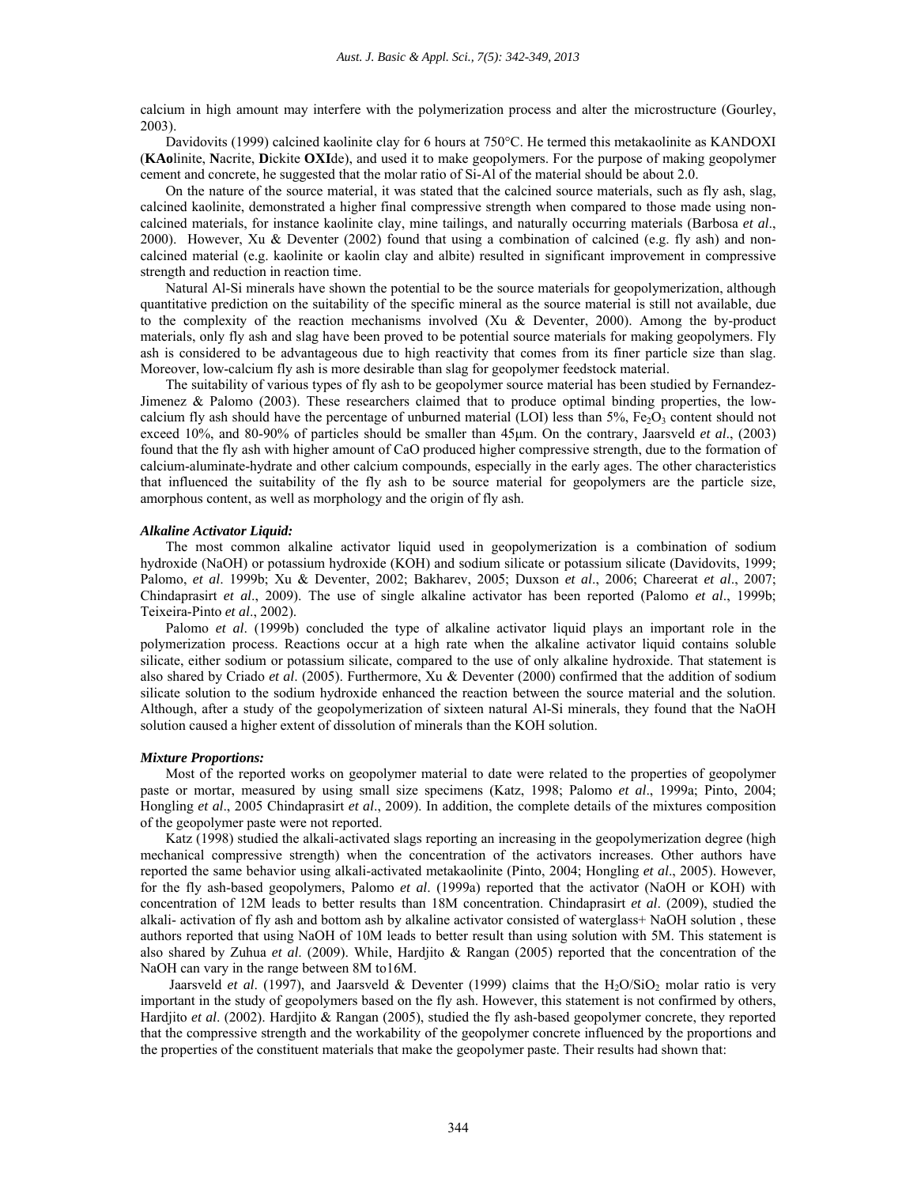calcium in high amount may interfere with the polymerization process and alter the microstructure (Gourley, 2003).

Davidovits (1999) calcined kaolinite clay for 6 hours at 750°C. He termed this metakaolinite as KANDOXI (**KAo**linite, **N**acrite, **D**ickite **OXI**de), and used it to make geopolymers. For the purpose of making geopolymer cement and concrete, he suggested that the molar ratio of Si-Al of the material should be about 2.0.

On the nature of the source material, it was stated that the calcined source materials, such as fly ash, slag, calcined kaolinite, demonstrated a higher final compressive strength when compared to those made using non-calcined materials, for instance kaolinite clay, mine tailings, and naturally occurring materials (Barbosa *et al*., 2000). However, Xu & Deventer (2002) found that using a combination of calcined (e.g. fly ash) and non-calcined material (e.g. kaolinite or kaolin clay and albite) resulted in significant improvement in compressive strength and reduction in reaction time.

Natural Al-Si minerals have shown the potential to be the source materials for geopolymerization, although quantitative prediction on the suitability of the specific mineral as the source material is still not available, due to the complexity of the reaction mechanisms involved (Xu & Deventer, 2000). Among the by-product materials, only fly ash and slag have been proved to be potential source materials for making geopolymers. Fly ash is considered to be advantageous due to high reactivity that comes from its finer particle size than slag. Moreover, low-calcium fly ash is more desirable than slag for geopolymer feedstock material.

The suitability of various types of fly ash to be geopolymer source material has been studied by Fernandez-Jimenez & Palomo (2003). These researchers claimed that to produce optimal binding properties, the low-calcium fly ash should have the percentage of unburned material (LOI) less than 5%, $Fe_2O_3$ content should not exceed 10%, and 80-90% of particles should be smaller than 45μm. On the contrary, Jaarsveld *et al*., (2003) found that the fly ash with higher amount of CaO produced higher compressive strength, due to the formation of calcium-aluminate-hydrate and other calcium compounds, especially in the early ages. The other characteristics that influenced the suitability of the fly ash to be source material for geopolymers are the particle size, amorphous content, as well as morphology and the origin of fly ash.

### *Alkaline Activator Liquid:*

The most common alkaline activator liquid used in geopolymerization is a combination of sodium hydroxide (NaOH) or potassium hydroxide (KOH) and sodium silicate or potassium silicate (Davidovits, 1999; Palomo, *et al*. 1999b; Xu & Deventer, 2002; Bakharev, 2005; Duxson *et al*., 2006; Chareerat *et al*., 2007; Chindaprasirt *et al*., 2009). The use of single alkaline activator has been reported (Palomo *et al*., 1999b; Teixeira-Pinto *et al*., 2002).

Palomo *et al*. (1999b) concluded the type of alkaline activator liquid plays an important role in the polymerization process. Reactions occur at a high rate when the alkaline activator liquid contains soluble silicate, either sodium or potassium silicate, compared to the use of only alkaline hydroxide. That statement is also shared by Criado *et al*. (2005). Furthermore, Xu & Deventer (2000) confirmed that the addition of sodium silicate solution to the sodium hydroxide enhanced the reaction between the source material and the solution. Although, after a study of the geopolymerization of sixteen natural Al-Si minerals, they found that the NaOH solution caused a higher extent of dissolution of minerals than the KOH solution.

### *Mixture Proportions:*

Most of the reported works on geopolymer material to date were related to the properties of geopolymer paste or mortar, measured by using small size specimens (Katz, 1998; Palomo *et al*., 1999a; Pinto, 2004; Hongling *et al*., 2005 Chindaprasirt *et al*., 2009). In addition, the complete details of the mixtures composition of the geopolymer paste were not reported.

Katz (1998) studied the alkali-activated slags reporting an increasing in the geopolymerization degree (high mechanical compressive strength) when the concentration of the activators increases. Other authors have reported the same behavior using alkali-activated metakaolinite (Pinto, 2004; Hongling *et al*., 2005). However, for the fly ash-based geopolymers, Palomo *et al*. (1999a) reported that the activator (NaOH or KOH) with concentration of 12M leads to better results than 18M concentration. Chindaprasirt *et al*. (2009), studied the alkali- activation of fly ash and bottom ash by alkaline activator consisted of waterglass+ NaOH solution , these authors reported that using NaOH of 10M leads to better result than using solution with 5M. This statement is also shared by Zuhua *et al*. (2009). While, Hardjito & Rangan (2005) reported that the concentration of the NaOH can vary in the range between 8M to16M.

Jaarsveld *et al*. (1997), and Jaarsveld & Deventer (1999) claims that the $H_2O/SiO_2$ molar ratio is very important in the study of geopolymers based on the fly ash. However, this statement is not confirmed by others, Hardjito *et al*. (2002). Hardjito & Rangan (2005), studied the fly ash-based geopolymer concrete, they reported that the compressive strength and the workability of the geopolymer concrete influenced by the proportions and the properties of the constituent materials that make the geopolymer paste. Their results had shown that: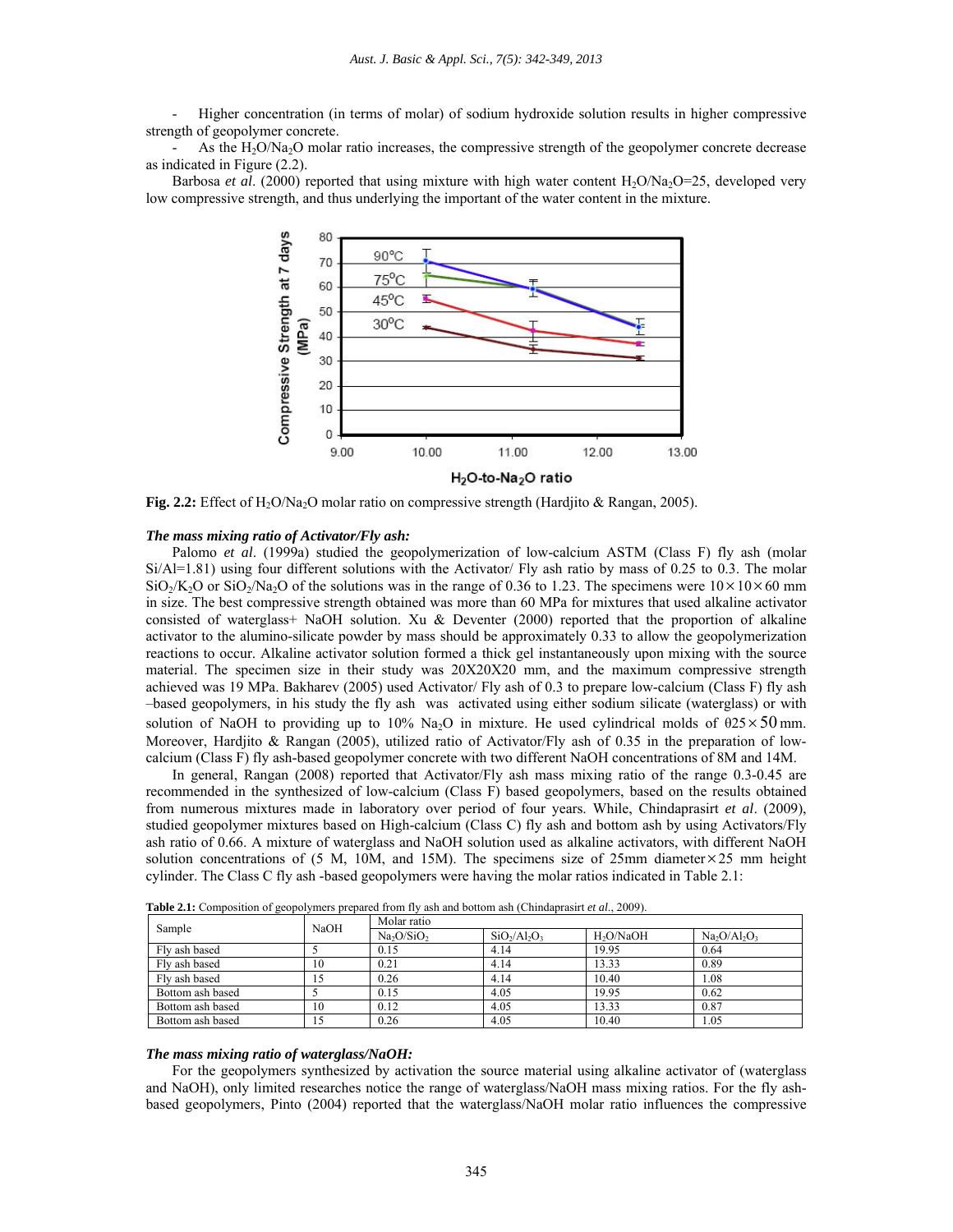- Higher concentration (in terms of molar) of sodium hydroxide solution results in higher compressive strength of geopolymer concrete.
- As the $H_2O/Na_2O$ molar ratio increases, the compressive strength of the geopolymer concrete decrease as indicated in Figure (2.2).

Barbosa *et al*. (2000) reported that using mixture with high water content $H_2O/Na_2O$=25, developed very low compressive strength, and thus underlying the important of the water content in the mixture.

**Fig. 2.2:** Effect of $H_2O/Na_2O$ molar ratio on compressive strength (Hardjito & Rangan, 2005).

***The mass mixing ratio of Activator/Fly ash:***

Palomo *et al*. (1999a) studied the geopolymerization of low-calcium ASTM (Class F) fly ash (molar Si/Al=1.81) using four different solutions with the Activator/ Fly ash ratio by mass of 0.25 to 0.3. The molar $SiO_2/K_2O$ or $SiO_2/Na_2O$ of the solutions was in the range of 0.36 to 1.23. The specimens were $10\times10\times60$ mm in size. The best compressive strength obtained was more than 60 MPa for mixtures that used alkaline activator consisted of waterglass+ NaOH solution. Xu & Deventer (2000) reported that the proportion of alkaline activator to the alumino-silicate powder by mass should be approximately 0.33 to allow the geopolymerization reactions to occur. Alkaline activator solution formed a thick gel instantaneously upon mixing with the source material. The specimen size in their study was 20X20X20 mm, and the maximum compressive strength achieved was 19 MPa. Bakharev (2005) used Activator/ Fly ash of 0.3 to prepare low-calcium (Class F) fly ash –based geopolymers, in his study the fly ash was activated using either sodium silicate (waterglass) or with solution of NaOH to providing up to 10% $Na_2O$ in mixture. He used cylindrical molds of $\theta 25\times50$ mm. Moreover, Hardjito & Rangan (2005), utilized ratio of Activator/Fly ash of 0.35 in the preparation of low-calcium (Class F) fly ash-based geopolymer concrete with two different NaOH concentrations of 8M and 14M.

In general, Rangan (2008) reported that Activator/Fly ash mass mixing ratio of the range 0.3-0.45 are recommended in the synthesized of low-calcium (Class F) based geopolymers, based on the results obtained from numerous mixtures made in laboratory over period of four years. While, Chindaprasirt *et al*. (2009), studied geopolymer mixtures based on High-calcium (Class C) fly ash and bottom ash by using Activators/Fly ash ratio of 0.66. A mixture of waterglass and NaOH solution used as alkaline activators, with different NaOH solution concentrations of (5 M, 10M, and 15M). The specimens size of 25mm diameter$\times$25 mm height cylinder. The Class C fly ash -based geopolymers were having the molar ratios indicated in Table 2.1:

**Table 2.1:** Composition of geopolymers prepared from fly ash and bottom ash (Chindaprasirt *et al*., 2009).

| Sample | NaOH | Molar ratio | | | |
|---|---|---|---|---|---|
| | | $Na_2O/SiO_2$ | $SiO_2/Al_2O_3$ | $H_2O/NaOH$ | $Na_2O/Al_2O_3$ |
| Fly ash based | 5 | 0.15 | 4.14 | 19.95 | 0.64 |
| Fly ash based | 10 | 0.21 | 4.14 | 13.33 | 0.89 |
| Fly ash based | 15 | 0.26 | 4.14 | 10.40 | 1.08 |
| Bottom ash based | 5 | 0.15 | 4.05 | 19.95 | 0.62 |
| Bottom ash based | 10 | 0.12 | 4.05 | 13.33 | 0.87 |
| Bottom ash based | 15 | 0.26 | 4.05 | 10.40 | 1.05 |

***The mass mixing ratio of waterglass/NaOH:***

For the geopolymers synthesized by activation the source material using alkaline activator of (waterglass and NaOH), only limited researches notice the range of waterglass/NaOH mass mixing ratios. For the fly ash-based geopolymers, Pinto (2004) reported that the waterglass/NaOH molar ratio influences the compressive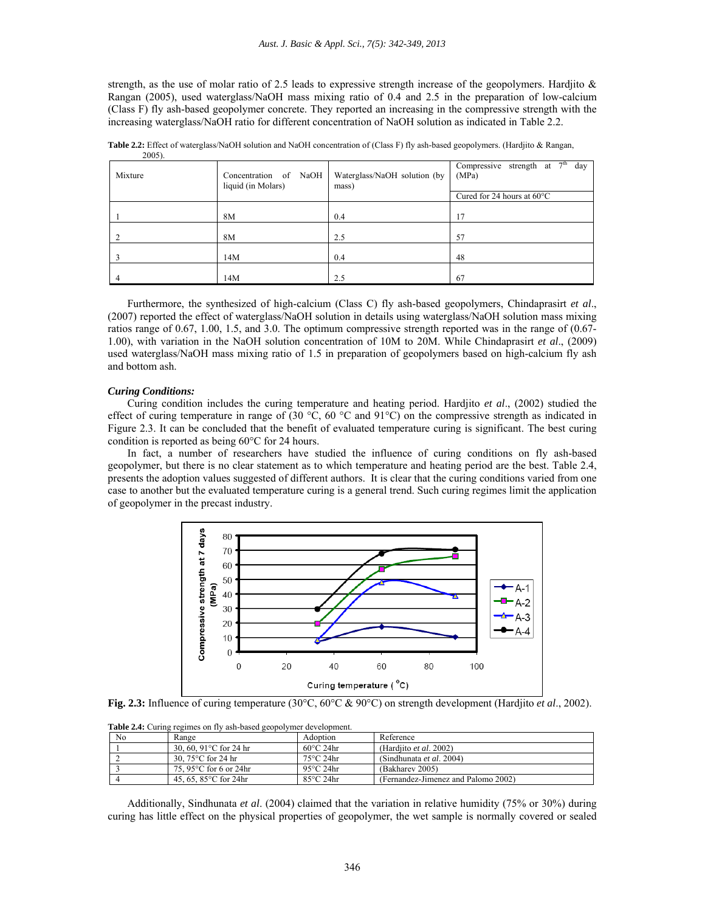strength, as the use of molar ratio of 2.5 leads to expressive strength increase of the geopolymers. Hardjito & Rangan (2005), used waterglass/NaOH mass mixing ratio of 0.4 and 2.5 in the preparation of low-calcium (Class F) fly ash-based geopolymer concrete. They reported an increasing in the compressive strength with the increasing waterglass/NaOH ratio for different concentration of NaOH solution as indicated in Table 2.2.

**Table 2.2:** Effect of waterglass/NaOH solution and NaOH concentration of (Class F) fly ash-based geopolymers. (Hardjito & Rangan, 2005).

| Mixture | Concentration of NaOH liquid (in Molars) | Waterglass/NaOH solution (by mass) | Compressive strength at 7th day (MPa) |
|---|---|---|---|
| | | | Cured for 24 hours at 60°C |
| 1 | 8M | 0.4 | 17 |
| 2 | 8M | 2.5 | 57 |
| 3 | 14M | 0.4 | 48 |
| 4 | 14M | 2.5 | 67 |

Furthermore, the synthesized of high-calcium (Class C) fly ash-based geopolymers, Chindaprasirt *et al*., (2007) reported the effect of waterglass/NaOH solution in details using waterglass/NaOH solution mass mixing ratios range of 0.67, 1.00, 1.5, and 3.0. The optimum compressive strength reported was in the range of (0.67-1.00), with variation in the NaOH solution concentration of 10M to 20M. While Chindaprasirt *et al*., (2009) used waterglass/NaOH mass mixing ratio of 1.5 in preparation of geopolymers based on high-calcium fly ash and bottom ash.

### *Curing Conditions:*

Curing condition includes the curing temperature and heating period. Hardjito *et al*., (2002) studied the effect of curing temperature in range of (30 °C, 60 °C and 91°C) on the compressive strength as indicated in Figure 2.3. It can be concluded that the benefit of evaluated temperature curing is significant. The best curing condition is reported as being 60°C for 24 hours.

In fact, a number of researchers have studied the influence of curing conditions on fly ash-based geopolymer, but there is no clear statement as to which temperature and heating period are the best. Table 2.4, presents the adoption values suggested of different authors. It is clear that the curing conditions varied from one case to another but the evaluated temperature curing is a general trend. Such curing regimes limit the application of geopolymer in the precast industry.

**Fig. 2.3:** Influence of curing temperature (30°C, 60°C & 90°C) on strength development (Hardjito *et al*., 2002).

**Table 2.4:** Curing regimes on fly ash-based geopolymer development.

| No | Range | Adoption | Reference |
|---|---|---|---|
| 1 | 30, 60, 91°C for 24 hr | 60°C 24hr | (Hardjito *et al*. 2002) |
| 2 | 30, 75°C for 24 hr | 75°C 24hr | (Sindhunata *et al*. 2004) |
| 3 | 75, 95°C for 6 or 24hr | 95°C 24hr | (Bakharev 2005) |
| 4 | 45, 65, 85°C for 24hr | 85°C 24hr | (Fernandez-Jimenez and Palomo 2002) |

Additionally, Sindhunata *et al*. (2004) claimed that the variation in relative humidity (75% or 30%) during curing has little effect on the physical properties of geopolymer, the wet sample is normally covered or sealed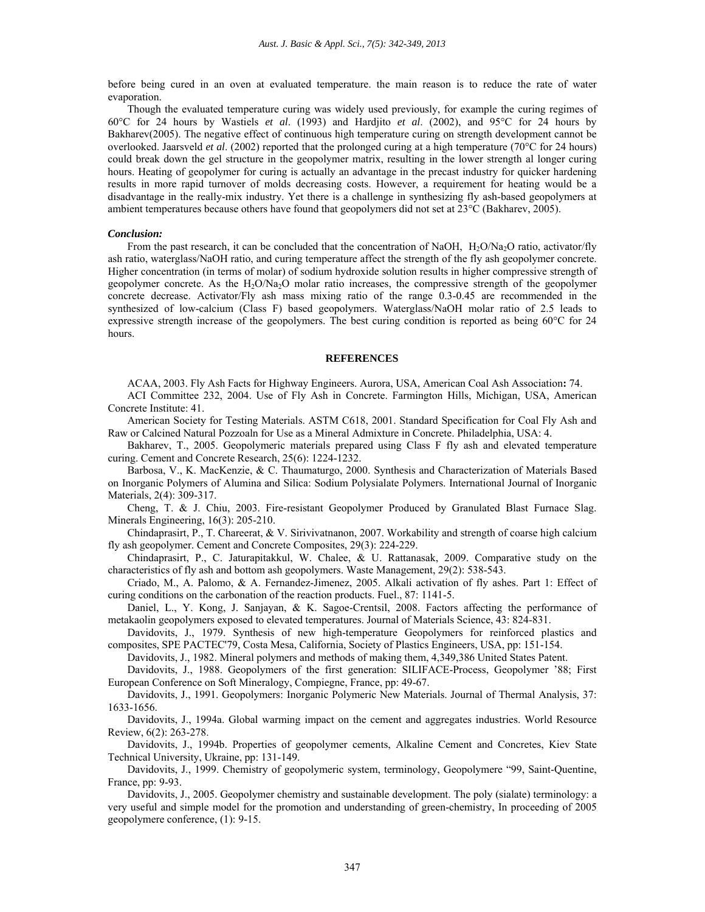before being cured in an oven at evaluated temperature. the main reason is to reduce the rate of water evaporation.

Though the evaluated temperature curing was widely used previously, for example the curing regimes of 60°C for 24 hours by Wastiels *et al*. (1993) and Hardjito *et al*. (2002), and 95°C for 24 hours by Bakharev(2005). The negative effect of continuous high temperature curing on strength development cannot be overlooked. Jaarsveld *et al*. (2002) reported that the prolonged curing at a high temperature (70°C for 24 hours) could break down the gel structure in the geopolymer matrix, resulting in the lower strength al longer curing hours. Heating of geopolymer for curing is actually an advantage in the precast industry for quicker hardening results in more rapid turnover of molds decreasing costs. However, a requirement for heating would be a disadvantage in the really-mix industry. Yet there is a challenge in synthesizing fly ash-based geopolymers at ambient temperatures because others have found that geopolymers did not set at 23°C (Bakharev, 2005).

### *Conclusion:*

From the past research, it can be concluded that the concentration of NaOH, $H_2O/Na_2O$ ratio, activator/fly ash ratio, waterglass/NaOH ratio, and curing temperature affect the strength of the fly ash geopolymer concrete. Higher concentration (in terms of molar) of sodium hydroxide solution results in higher compressive strength of geopolymer concrete. As the $H_2O/Na_2O$ molar ratio increases, the compressive strength of the geopolymer concrete decrease. Activator/Fly ash mass mixing ratio of the range 0.3-0.45 are recommended in the synthesized of low-calcium (Class F) based geopolymers. Waterglass/NaOH molar ratio of 2.5 leads to expressive strength increase of the geopolymers. The best curing condition is reported as being 60°C for 24 hours.

## REFERENCES

ACAA, 2003. Fly Ash Facts for Highway Engineers. Aurora, USA, American Coal Ash Association**:** 74.

ACI Committee 232, 2004. Use of Fly Ash in Concrete. Farmington Hills, Michigan, USA, American Concrete Institute: 41.

American Society for Testing Materials. ASTM C618, 2001. Standard Specification for Coal Fly Ash and Raw or Calcined Natural Pozzoaln for Use as a Mineral Admixture in Concrete. Philadelphia, USA: 4.

Bakharev, T., 2005. Geopolymeric materials prepared using Class F fly ash and elevated temperature curing. Cement and Concrete Research, 25(6): 1224-1232.

Barbosa, V., K. MacKenzie, & C. Thaumaturgo, 2000. Synthesis and Characterization of Materials Based on Inorganic Polymers of Alumina and Silica: Sodium Polysialate Polymers. International Journal of Inorganic Materials, 2(4): 309-317.

Cheng, T. & J. Chiu, 2003. Fire-resistant Geopolymer Produced by Granulated Blast Furnace Slag. Minerals Engineering, 16(3): 205-210.

Chindaprasirt, P., T. Chareerat, & V. Sirivivatnanon, 2007. Workability and strength of coarse high calcium fly ash geopolymer. Cement and Concrete Composites, 29(3): 224-229.

Chindaprasirt, P., C. Jaturapitakkul, W. Chalee, & U. Rattanasak, 2009. Comparative study on the characteristics of fly ash and bottom ash geopolymers. Waste Management, 29(2): 538-543.

Criado, M., A. Palomo, & A. Fernandez-Jimenez, 2005. Alkali activation of fly ashes. Part 1: Effect of curing conditions on the carbonation of the reaction products. Fuel., 87: 1141-5.

Daniel, L., Y. Kong, J. Sanjayan, & K. Sagoe-Crentsil, 2008. Factors affecting the performance of metakaolin geopolymers exposed to elevated temperatures. Journal of Materials Science, 43: 824-831.

Davidovits, J., 1979. Synthesis of new high-temperature Geopolymers for reinforced plastics and composites, SPE PACTEC'79, Costa Mesa, California, Society of Plastics Engineers, USA, pp: 151-154.

Davidovits, J., 1982. Mineral polymers and methods of making them, 4,349,386 United States Patent.

Davidovits, J., 1988. Geopolymers of the first generation: SILIFACE-Process, Geopolymer '88; First European Conference on Soft Mineralogy, Compiegne, France, pp: 49-67.

Davidovits, J., 1991. Geopolymers: Inorganic Polymeric New Materials. Journal of Thermal Analysis, 37: 1633-1656.

Davidovits, J., 1994a. Global warming impact on the cement and aggregates industries. World Resource Review, 6(2): 263-278.

Davidovits, J., 1994b. Properties of geopolymer cements, Alkaline Cement and Concretes, Kiev State Technical University, Ukraine, pp: 131-149.

Davidovits, J., 1999. Chemistry of geopolymeric system, terminology, Geopolymere "99, Saint-Quentine, France, pp: 9-93.

Davidovits, J., 2005. Geopolymer chemistry and sustainable development. The poly (sialate) terminology: a very useful and simple model for the promotion and understanding of green-chemistry, In proceeding of 2005 geopolymere conference, (1): 9-15.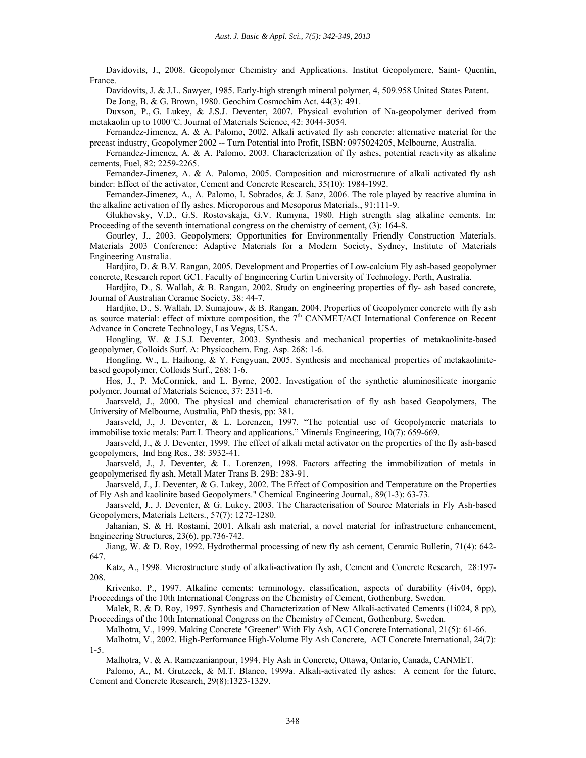Davidovits, J., 2008. Geopolymer Chemistry and Applications. Institut Geopolymere, Saint- Quentin, France.

Davidovits, J. & J.L. Sawyer, 1985. Early-high strength mineral polymer, 4, 509.958 United States Patent.

De Jong, B. & G. Brown, 1980. Geochim Cosmochim Act. 44(3): 491.

Duxson, P., G. Lukey, & J.S.J. Deventer, 2007. Physical evolution of Na-geopolymer derived from metakaolin up to 1000°C. Journal of Materials Science, 42: 3044-3054.

Fernandez-Jimenez, A. & A. Palomo, 2002. Alkali activated fly ash concrete: alternative material for the precast industry, Geopolymer 2002 -- Turn Potential into Profit, ISBN: 0975024205, Melbourne, Australia.

Fernandez-Jimenez, A. & A. Palomo, 2003. Characterization of fly ashes, potential reactivity as alkaline cements, Fuel, 82: 2259-2265.

Fernandez-Jimenez, A. & A. Palomo, 2005. Composition and microstructure of alkali activated fly ash binder: Effect of the activator, Cement and Concrete Research, 35(10): 1984-1992.

Fernandez-Jimenez, A., A. Palomo, I. Sobrados, & J. Sanz, 2006. The role played by reactive alumina in the alkaline activation of fly ashes. Microporous and Mesoporus Materials., 91:111-9.

Glukhovsky, V.D., G.S. Rostovskaja, G.V. Rumyna, 1980. High strength slag alkaline cements. In: Proceeding of the seventh international congress on the chemistry of cement, (3): 164-8.

Gourley, J., 2003. Geopolymers; Opportunities for Environmentally Friendly Construction Materials. Materials 2003 Conference: Adaptive Materials for a Modern Society, Sydney, Institute of Materials Engineering Australia.

Hardjito, D. & B.V. Rangan, 2005. Development and Properties of Low-calcium Fly ash-based geopolymer concrete, Research report GC1. Faculty of Engineering Curtin University of Technology, Perth, Australia.

Hardjito, D., S. Wallah, & B. Rangan, 2002. Study on engineering properties of fly- ash based concrete, Journal of Australian Ceramic Society, 38: 44-7.

Hardjito, D., S. Wallah, D. Sumajouw, & B. Rangan, 2004. Properties of Geopolymer concrete with fly ash as source material: effect of mixture composition, the 7th CANMET/ACI International Conference on Recent Advance in Concrete Technology, Las Vegas, USA.

Hongling, W. & J.S.J. Deventer, 2003. Synthesis and mechanical properties of metakaolinite-based geopolymer, Colloids Surf. A: Physicochem. Eng. Asp. 268: 1-6.

Hongling, W., L. Haihong, & Y. Fengyuan, 2005. Synthesis and mechanical properties of metakaolinite-based geopolymer, Colloids Surf., 268: 1-6.

Hos, J., P. McCormick, and L. Byrne, 2002. Investigation of the synthetic aluminosilicate inorganic polymer, Journal of Materials Science, 37: 2311-6.

Jaarsveld, J., 2000. The physical and chemical characterisation of fly ash based Geopolymers, The University of Melbourne, Australia, PhD thesis, pp: 381.

Jaarsveld, J., J. Deventer, & L. Lorenzen, 1997. "The potential use of Geopolymeric materials to immobilise toxic metals: Part I. Theory and applications." Minerals Engineering, 10(7): 659-669.

Jaarsveld, J., & J. Deventer, 1999. The effect of alkali metal activator on the properties of the fly ash-based geopolymers, Ind Eng Res., 38: 3932-41.

Jaarsveld, J., J. Deventer, & L. Lorenzen, 1998. Factors affecting the immobilization of metals in geopolymerised fly ash, Metall Mater Trans B. 29B: 283-91.

Jaarsveld, J., J. Deventer, & G. Lukey, 2002. The Effect of Composition and Temperature on the Properties of Fly Ash and kaolinite based Geopolymers." Chemical Engineering Journal., 89(1-3): 63-73.

Jaarsveld, J., J. Deventer, & G. Lukey, 2003. The Characterisation of Source Materials in Fly Ash-based Geopolymers, Materials Letters., 57(7): 1272-1280.

Jahanian, S. & H. Rostami, 2001. Alkali ash material, a novel material for infrastructure enhancement, Engineering Structures, 23(6), pp.736-742.

Jiang, W. & D. Roy, 1992. Hydrothermal processing of new fly ash cement, Ceramic Bulletin, 71(4): 642-647.

Katz, A., 1998. Microstructure study of alkali-activation fly ash, Cement and Concrete Research, 28:197-208.

Krivenko, P., 1997. Alkaline cements: terminology, classification, aspects of durability (4iv04, 6pp), Proceedings of the 10th International Congress on the Chemistry of Cement, Gothenburg, Sweden.

Malek, R. & D. Roy, 1997. Synthesis and Characterization of New Alkali-activated Cements (1i024, 8 pp), Proceedings of the 10th International Congress on the Chemistry of Cement, Gothenburg, Sweden.

Malhotra, V., 1999. Making Concrete "Greener" With Fly Ash, ACI Concrete International, 21(5): 61-66.

Malhotra, V., 2002. High-Performance High-Volume Fly Ash Concrete, ACI Concrete International, 24(7): 1-5.

Malhotra, V. & A. Ramezanianpour, 1994. Fly Ash in Concrete, Ottawa, Ontario, Canada, CANMET.

Palomo, A., M. Grutzeck, & M.T. Blanco, 1999a. Alkali-activated fly ashes: A cement for the future, Cement and Concrete Research, 29(8):1323-1329.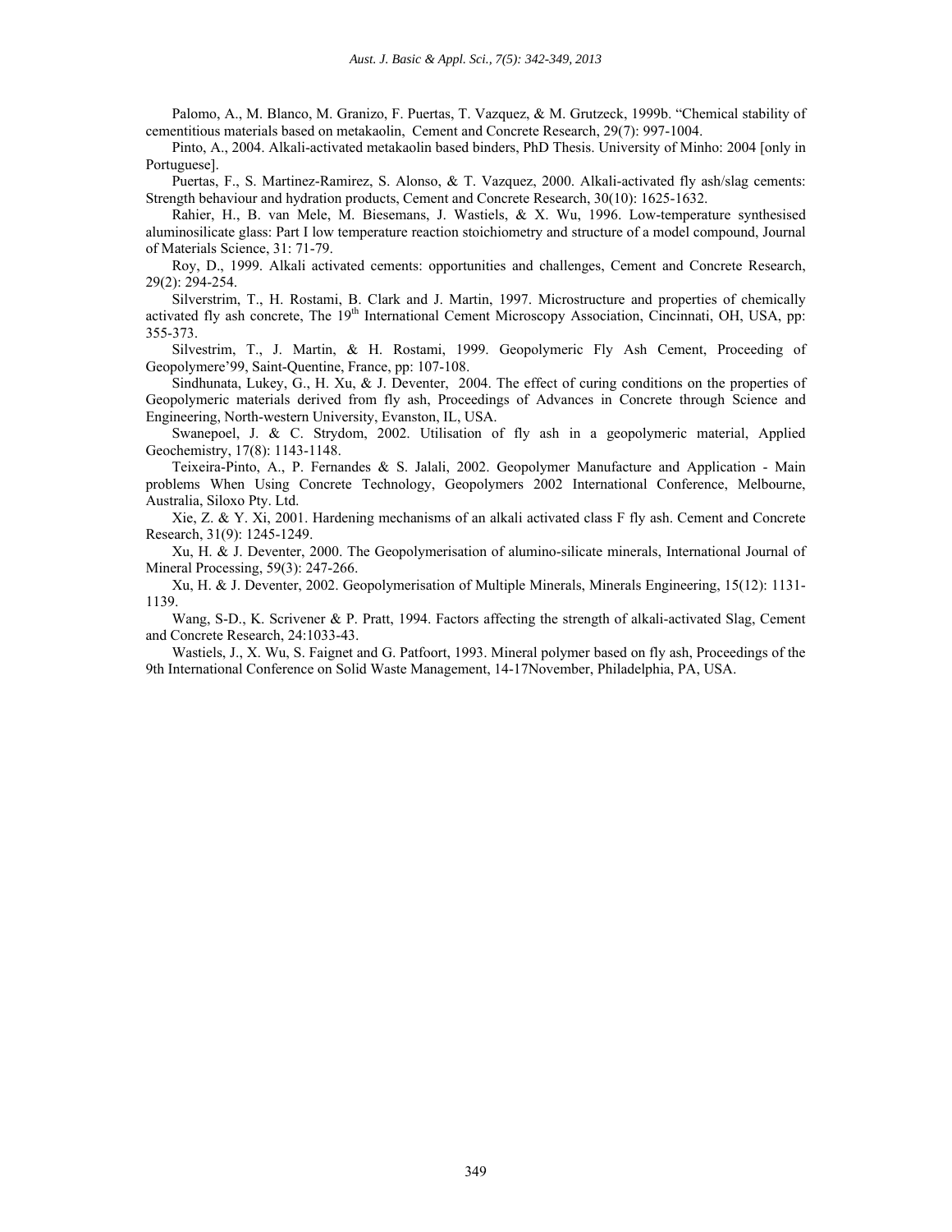Palomo, A., M. Blanco, M. Granizo, F. Puertas, T. Vazquez, & M. Grutzeck, 1999b. "Chemical stability of cementitious materials based on metakaolin, Cement and Concrete Research, 29(7): 997-1004.

Pinto, A., 2004. Alkali-activated metakaolin based binders, PhD Thesis. University of Minho: 2004 [only in Portuguese].

Puertas, F., S. Martinez-Ramirez, S. Alonso, & T. Vazquez, 2000. Alkali-activated fly ash/slag cements: Strength behaviour and hydration products, Cement and Concrete Research, 30(10): 1625-1632.

Rahier, H., B. van Mele, M. Biesemans, J. Wastiels, & X. Wu, 1996. Low-temperature synthesised aluminosilicate glass: Part I low temperature reaction stoichiometry and structure of a model compound, Journal of Materials Science, 31: 71-79.

Roy, D., 1999. Alkali activated cements: opportunities and challenges, Cement and Concrete Research, 29(2): 294-254.

Silverstrim, T., H. Rostami, B. Clark and J. Martin, 1997. Microstructure and properties of chemically activated fly ash concrete, The 19th International Cement Microscopy Association, Cincinnati, OH, USA, pp: 355-373.

Silvestrim, T., J. Martin, & H. Rostami, 1999. Geopolymeric Fly Ash Cement, Proceeding of Geopolymere'99, Saint-Quentine, France, pp: 107-108.

Sindhunata, Lukey, G., H. Xu, & J. Deventer, 2004. The effect of curing conditions on the properties of Geopolymeric materials derived from fly ash, Proceedings of Advances in Concrete through Science and Engineering, North-western University, Evanston, IL, USA.

Swanepoel, J. & C. Strydom, 2002. Utilisation of fly ash in a geopolymeric material, Applied Geochemistry, 17(8): 1143-1148.

Teixeira-Pinto, A., P. Fernandes & S. Jalali, 2002. Geopolymer Manufacture and Application - Main problems When Using Concrete Technology, Geopolymers 2002 International Conference, Melbourne, Australia, Siloxo Pty. Ltd.

Xie, Z. & Y. Xi, 2001. Hardening mechanisms of an alkali activated class F fly ash. Cement and Concrete Research, 31(9): 1245-1249.

Xu, H. & J. Deventer, 2000. The Geopolymerisation of alumino-silicate minerals, International Journal of Mineral Processing, 59(3): 247-266.

Xu, H. & J. Deventer, 2002. Geopolymerisation of Multiple Minerals, Minerals Engineering, 15(12): 1131-1139.

Wang, S-D., K. Scrivener & P. Pratt, 1994. Factors affecting the strength of alkali-activated Slag, Cement and Concrete Research, 24:1033-43.

Wastiels, J., X. Wu, S. Faignet and G. Patfoort, 1993. Mineral polymer based on fly ash, Proceedings of the 9th International Conference on Solid Waste Management, 14-17November, Philadelphia, PA, USA.